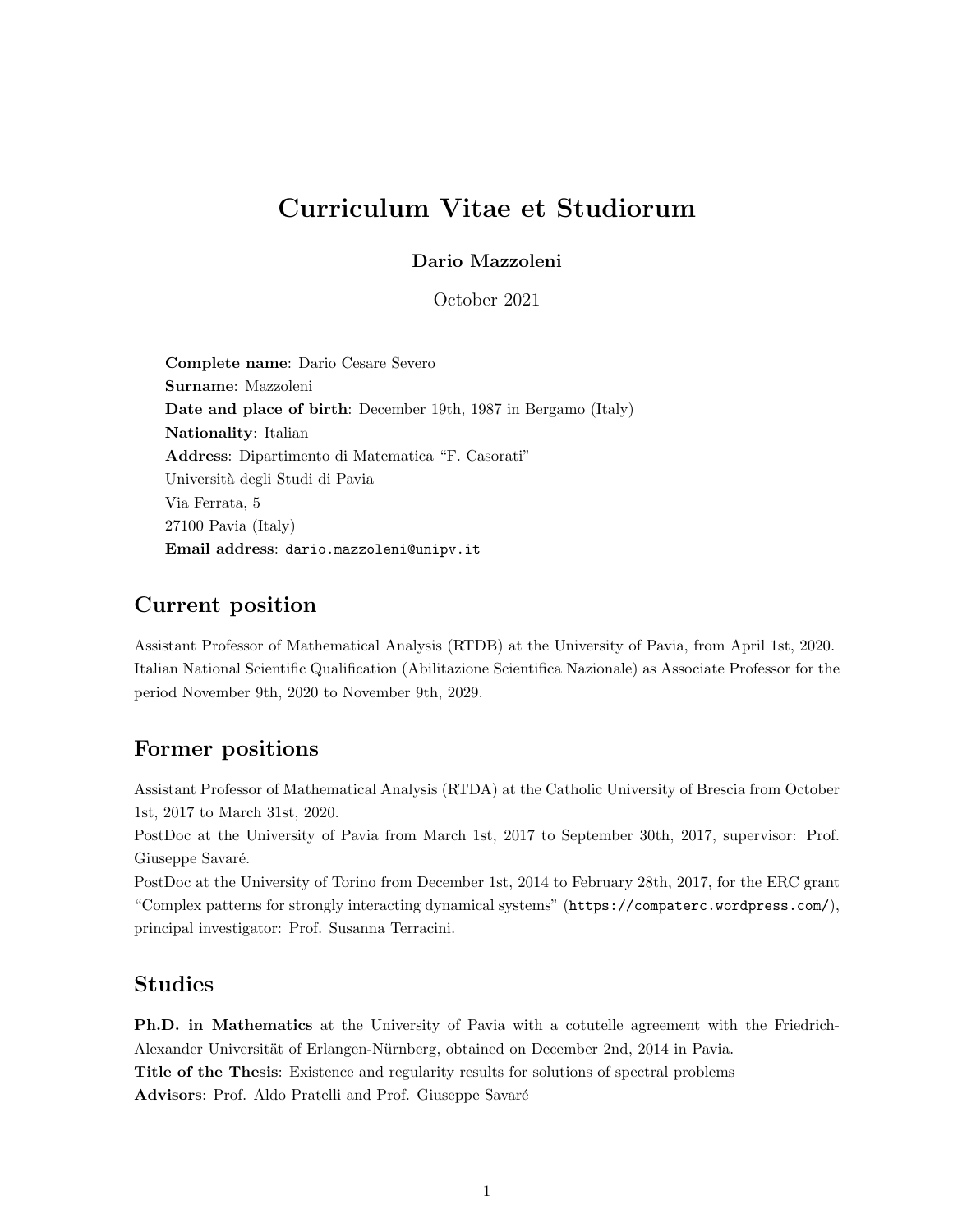# Curriculum Vitae et Studiorum

**Dario Mazzoleni**

October 2021

**Complete name**: Dario Cesare Severo
**Surname**: Mazzoleni
**Date and place of birth**: December 19th, 1987 in Bergamo (Italy)
**Nationality**: Italian
**Address**: Dipartimento di Matematica "F. Casorati"
Università degli Studi di Pavia
Via Ferrata, 5
27100 Pavia (Italy)
**Email address**: dario.mazzoleni@unipv.it

## Current position

Assistant Professor of Mathematical Analysis (RTDB) at the University of Pavia, from April 1st, 2020.
Italian National Scientific Qualification (Abilitazione Scientifica Nazionale) as Associate Professor for the period November 9th, 2020 to November 9th, 2029.

## Former positions

Assistant Professor of Mathematical Analysis (RTDA) at the Catholic University of Brescia from October 1st, 2017 to March 31st, 2020.
PostDoc at the University of Pavia from March 1st, 2017 to September 30th, 2017, supervisor: Prof. Giuseppe Savaré.
PostDoc at the University of Torino from December 1st, 2014 to February 28th, 2017, for the ERC grant "Complex patterns for strongly interacting dynamical systems" (https://compaterc.wordpress.com/), principal investigator: Prof. Susanna Terracini.

## Studies

**Ph.D. in Mathematics** at the University of Pavia with a cotutelle agreement with the Friedrich-Alexander Universität of Erlangen-Nürnberg, obtained on December 2nd, 2014 in Pavia.
**Title of the Thesis**: Existence and regularity results for solutions of spectral problems
**Advisors**: Prof. Aldo Pratelli and Prof. Giuseppe Savaré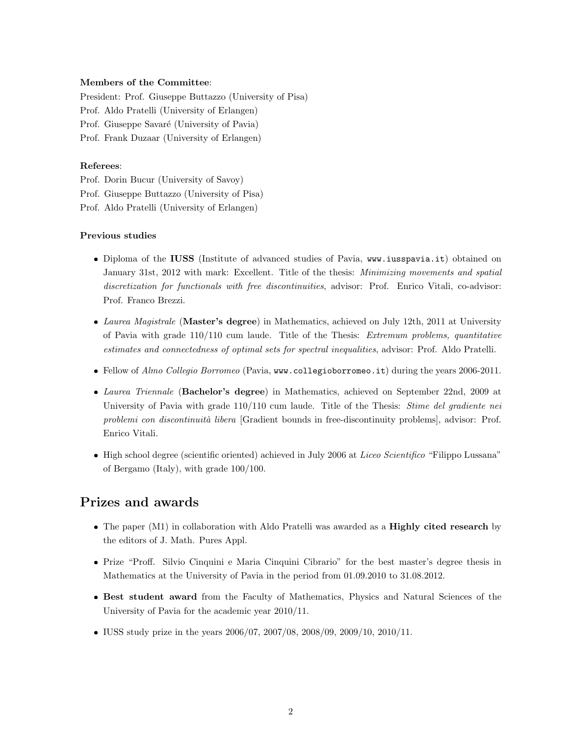**Members of the Committee**:

President: Prof. Giuseppe Buttazzo (University of Pisa)
Prof. Aldo Pratelli (University of Erlangen)
Prof. Giuseppe Savaré (University of Pavia)
Prof. Frank Duzaar (University of Erlangen)

**Referees**:

Prof. Dorin Bucur (University of Savoy)
Prof. Giuseppe Buttazzo (University of Pisa)
Prof. Aldo Pratelli (University of Erlangen)

**Previous studies**

- Diploma of the **IUSS** (Institute of advanced studies of Pavia, `www.iusspavia.it`) obtained on January 31st, 2012 with mark: Excellent. Title of the thesis: *Minimizing movements and spatial discretization for functionals with free discontinuities*, advisor: Prof. Enrico Vitali, co-advisor: Prof. Franco Brezzi.
- *Laurea Magistrale* (**Master's degree**) in Mathematics, achieved on July 12th, 2011 at University of Pavia with grade 110/110 cum laude. Title of the Thesis: *Extremum problems, quantitative estimates and connectedness of optimal sets for spectral inequalities*, advisor: Prof. Aldo Pratelli.
- Fellow of *Almo Collegio Borromeo* (Pavia, `www.collegioborromeo.it`) during the years 2006-2011.
- *Laurea Triennale* (**Bachelor's degree**) in Mathematics, achieved on September 22nd, 2009 at University of Pavia with grade 110/110 cum laude. Title of the Thesis: *Stime del gradiente nei problemi con discontinuità libera* [Gradient bounds in free-discontinuity problems], advisor: Prof. Enrico Vitali.
- High school degree (scientific oriented) achieved in July 2006 at *Liceo Scientifico* "Filippo Lussana" of Bergamo (Italy), with grade 100/100.

## Prizes and awards

- The paper (M1) in collaboration with Aldo Pratelli was awarded as a **Highly cited research** by the editors of J. Math. Pures Appl.
- Prize "Proff. Silvio Cinquini e Maria Cinquini Cibrario" for the best master's degree thesis in Mathematics at the University of Pavia in the period from 01.09.2010 to 31.08.2012.
- **Best student award** from the Faculty of Mathematics, Physics and Natural Sciences of the University of Pavia for the academic year 2010/11.
- IUSS study prize in the years 2006/07, 2007/08, 2008/09, 2009/10, 2010/11.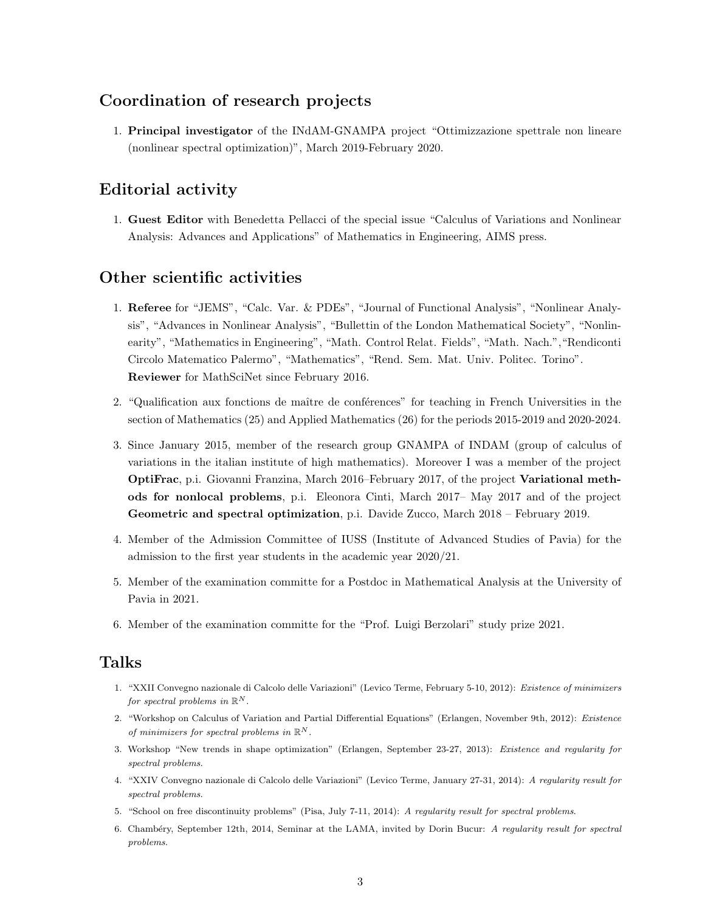## Coordination of research projects

1. **Principal investigator** of the INdAM-GNAMPA project "Ottimizzazione spettrale non lineare (nonlinear spectral optimization)", March 2019-February 2020.

## Editorial activity

1. **Guest Editor** with Benedetta Pellacci of the special issue "Calculus of Variations and Nonlinear Analysis: Advances and Applications" of Mathematics in Engineering, AIMS press.

## Other scientific activities

1. **Referee** for "JEMS", "Calc. Var. & PDEs", "Journal of Functional Analysis", "Nonlinear Analysis", "Advances in Nonlinear Analysis", "Bullettin of the London Mathematical Society", "Nonlinearity", "Mathematics in Engineering", "Math. Control Relat. Fields", "Math. Nach.","Rendiconti Circolo Matematico Palermo", "Mathematics", "Rend. Sem. Mat. Univ. Politec. Torino".
   **Reviewer** for MathSciNet since February 2016.
2. "Qualification aux fonctions de maître de conférences" for teaching in French Universities in the section of Mathematics (25) and Applied Mathematics (26) for the periods 2015-2019 and 2020-2024.
3. Since January 2015, member of the research group GNAMPA of INDAM (group of calculus of variations in the italian institute of high mathematics). Moreover I was a member of the project **OptiFrac**, p.i. Giovanni Franzina, March 2016–February 2017, of the project **Variational methods for nonlocal problems**, p.i. Eleonora Cinti, March 2017– May 2017 and of the project **Geometric and spectral optimization**, p.i. Davide Zucco, March 2018 – February 2019.
4. Member of the Admission Committee of IUSS (Institute of Advanced Studies of Pavia) for the admission to the first year students in the academic year 2020/21.
5. Member of the examination committe for a Postdoc in Mathematical Analysis at the University of Pavia in 2021.
6. Member of the examination committe for the "Prof. Luigi Berzolari" study prize 2021.

## Talks

1. "XXII Convegno nazionale di Calcolo delle Variazioni" (Levico Terme, February 5-10, 2012): *Existence of minimizers for spectral problems in* $\mathbb{R}^N$.
2. "Workshop on Calculus of Variation and Partial Differential Equations" (Erlangen, November 9th, 2012): *Existence of minimizers for spectral problems in* $\mathbb{R}^N$.
3. Workshop "New trends in shape optimization" (Erlangen, September 23-27, 2013): *Existence and regularity for spectral problems.*
4. "XXIV Convegno nazionale di Calcolo delle Variazioni" (Levico Terme, January 27-31, 2014): *A regularity result for spectral problems.*
5. "School on free discontinuity problems" (Pisa, July 7-11, 2014): *A regularity result for spectral problems.*
6. Chambéry, September 12th, 2014, Seminar at the LAMA, invited by Dorin Bucur: *A regularity result for spectral problems.*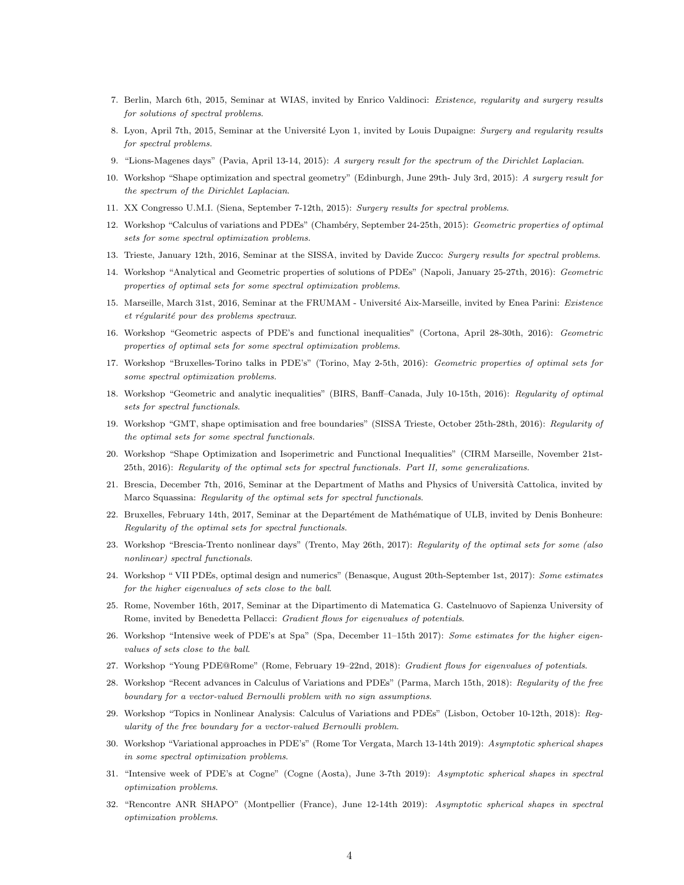7. Berlin, March 6th, 2015, Seminar at WIAS, invited by Enrico Valdinoci: *Existence, regularity and surgery results for solutions of spectral problems*.
8. Lyon, April 7th, 2015, Seminar at the Université Lyon 1, invited by Louis Dupaigne: *Surgery and regularity results for spectral problems*.
9. "Lions-Magenes days" (Pavia, April 13-14, 2015): *A surgery result for the spectrum of the Dirichlet Laplacian*.
10. Workshop "Shape optimization and spectral geometry" (Edinburgh, June 29th- July 3rd, 2015): *A surgery result for the spectrum of the Dirichlet Laplacian*.
11. XX Congresso U.M.I. (Siena, September 7-12th, 2015): *Surgery results for spectral problems*.
12. Workshop "Calculus of variations and PDEs" (Chambéry, September 24-25th, 2015): *Geometric properties of optimal sets for some spectral optimization problems*.
13. Trieste, January 12th, 2016, Seminar at the SISSA, invited by Davide Zucco: *Surgery results for spectral problems*.
14. Workshop "Analytical and Geometric properties of solutions of PDEs" (Napoli, January 25-27th, 2016): *Geometric properties of optimal sets for some spectral optimization problems*.
15. Marseille, March 31st, 2016, Seminar at the FRUMAM - Université Aix-Marseille, invited by Enea Parini: *Existence et régularité pour des problems spectraux*.
16. Workshop "Geometric aspects of PDE's and functional inequalities" (Cortona, April 28-30th, 2016): *Geometric properties of optimal sets for some spectral optimization problems*.
17. Workshop "Bruxelles-Torino talks in PDE's" (Torino, May 2-5th, 2016): *Geometric properties of optimal sets for some spectral optimization problems*.
18. Workshop "Geometric and analytic inequalities" (BIRS, Banff–Canada, July 10-15th, 2016): *Regularity of optimal sets for spectral functionals*.
19. Workshop "GMT, shape optimisation and free boundaries" (SISSA Trieste, October 25th-28th, 2016): *Regularity of the optimal sets for some spectral functionals*.
20. Workshop "Shape Optimization and Isoperimetric and Functional Inequalities" (CIRM Marseille, November 21st-25th, 2016): *Regularity of the optimal sets for spectral functionals. Part II, some generalizations*.
21. Brescia, December 7th, 2016, Seminar at the Department of Maths and Physics of Università Cattolica, invited by Marco Squassina: *Regularity of the optimal sets for spectral functionals*.
22. Bruxelles, February 14th, 2017, Seminar at the Departément de Mathématique of ULB, invited by Denis Bonheure: *Regularity of the optimal sets for spectral functionals*.
23. Workshop "Brescia-Trento nonlinear days" (Trento, May 26th, 2017): *Regularity of the optimal sets for some (also nonlinear) spectral functionals*.
24. Workshop " VII PDEs, optimal design and numerics" (Benasque, August 20th-September 1st, 2017): *Some estimates for the higher eigenvalues of sets close to the ball*.
25. Rome, November 16th, 2017, Seminar at the Dipartimento di Matematica G. Castelnuovo of Sapienza University of Rome, invited by Benedetta Pellacci: *Gradient flows for eigenvalues of potentials*.
26. Workshop "Intensive week of PDE's at Spa" (Spa, December 11–15th 2017): *Some estimates for the higher eigenvalues of sets close to the ball*.
27. Workshop "Young PDE@Rome" (Rome, February 19–22nd, 2018): *Gradient flows for eigenvalues of potentials*.
28. Workshop "Recent advances in Calculus of Variations and PDEs" (Parma, March 15th, 2018): *Regularity of the free boundary for a vector-valued Bernoulli problem with no sign assumptions*.
29. Workshop "Topics in Nonlinear Analysis: Calculus of Variations and PDEs" (Lisbon, October 10-12th, 2018): *Regularity of the free boundary for a vector-valued Bernoulli problem*.
30. Workshop "Variational approaches in PDE's" (Rome Tor Vergata, March 13-14th 2019): *Asymptotic spherical shapes in some spectral optimization problems*.
31. "Intensive week of PDE's at Cogne" (Cogne (Aosta), June 3-7th 2019): *Asymptotic spherical shapes in spectral optimization problems*.
32. "Rencontre ANR SHAPO" (Montpellier (France), June 12-14th 2019): *Asymptotic spherical shapes in spectral optimization problems*.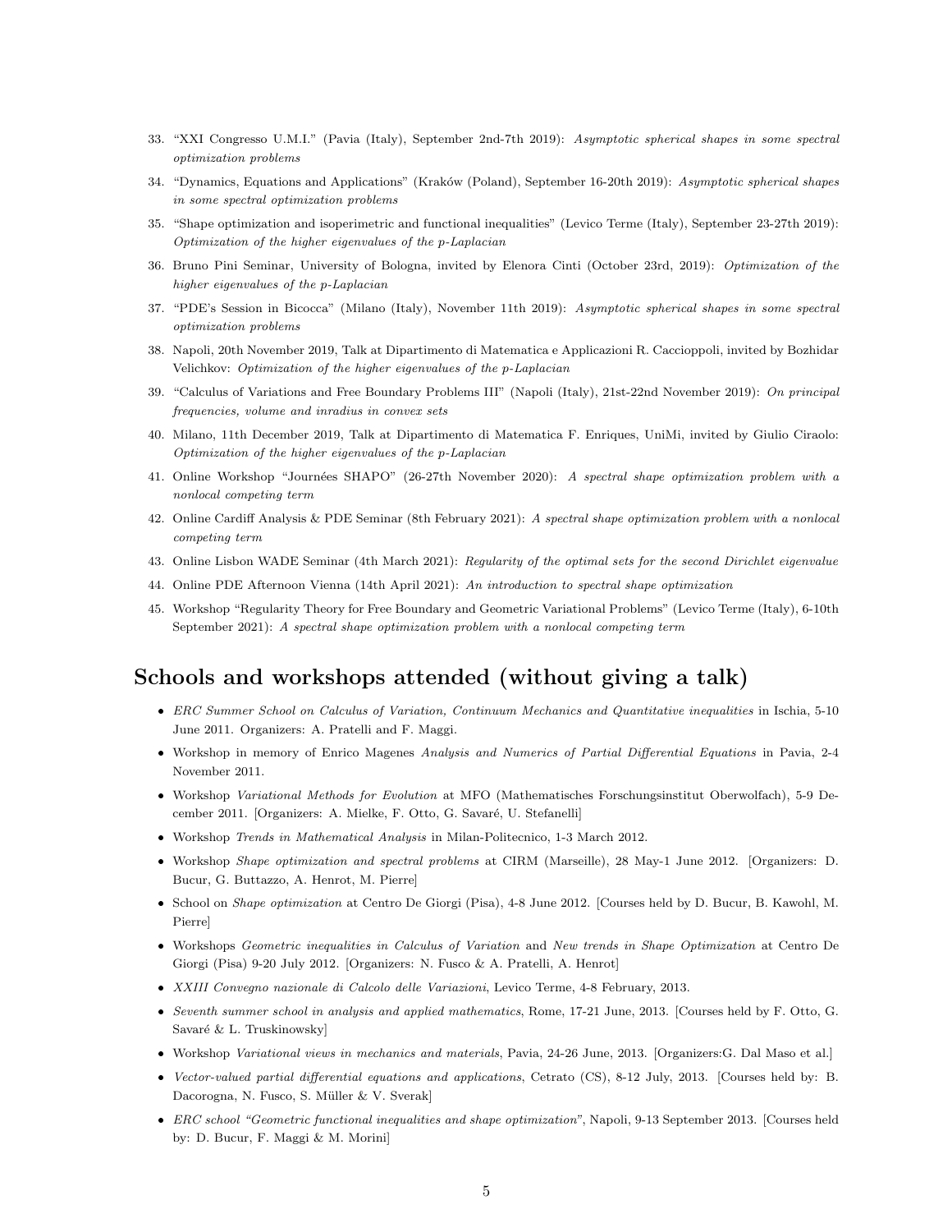33. "XXI Congresso U.M.I." (Pavia (Italy), September 2nd-7th 2019): *Asymptotic spherical shapes in some spectral optimization problems*
34. "Dynamics, Equations and Applications" (Kraków (Poland), September 16-20th 2019): *Asymptotic spherical shapes in some spectral optimization problems*
35. "Shape optimization and isoperimetric and functional inequalities" (Levico Terme (Italy), September 23-27th 2019): *Optimization of the higher eigenvalues of the p-Laplacian*
36. Bruno Pini Seminar, University of Bologna, invited by Elenora Cinti (October 23rd, 2019): *Optimization of the higher eigenvalues of the p-Laplacian*
37. "PDE's Session in Bicocca" (Milano (Italy), November 11th 2019): *Asymptotic spherical shapes in some spectral optimization problems*
38. Napoli, 20th November 2019, Talk at Dipartimento di Matematica e Applicazioni R. Caccioppoli, invited by Bozhidar Velichkov: *Optimization of the higher eigenvalues of the p-Laplacian*
39. "Calculus of Variations and Free Boundary Problems III" (Napoli (Italy), 21st-22nd November 2019): *On principal frequencies, volume and inradius in convex sets*
40. Milano, 11th December 2019, Talk at Dipartimento di Matematica F. Enriques, UniMi, invited by Giulio Ciraolo: *Optimization of the higher eigenvalues of the p-Laplacian*
41. Online Workshop "Journées SHAPO" (26-27th November 2020): *A spectral shape optimization problem with a nonlocal competing term*
42. Online Cardiff Analysis & PDE Seminar (8th February 2021): *A spectral shape optimization problem with a nonlocal competing term*
43. Online Lisbon WADE Seminar (4th March 2021): *Regularity of the optimal sets for the second Dirichlet eigenvalue*
44. Online PDE Afternoon Vienna (14th April 2021): *An introduction to spectral shape optimization*
45. Workshop "Regularity Theory for Free Boundary and Geometric Variational Problems" (Levico Terme (Italy), 6-10th September 2021): *A spectral shape optimization problem with a nonlocal competing term*

## Schools and workshops attended (without giving a talk)

- *ERC Summer School on Calculus of Variation, Continuum Mechanics and Quantitative inequalities* in Ischia, 5-10 June 2011. Organizers: A. Pratelli and F. Maggi.
- Workshop in memory of Enrico Magenes *Analysis and Numerics of Partial Differential Equations* in Pavia, 2-4 November 2011.
- Workshop *Variational Methods for Evolution* at MFO (Mathematisches Forschungsinstitut Oberwolfach), 5-9 December 2011. [Organizers: A. Mielke, F. Otto, G. Savaré, U. Stefanelli]
- Workshop *Trends in Mathematical Analysis* in Milan-Politecnico, 1-3 March 2012.
- Workshop *Shape optimization and spectral problems* at CIRM (Marseille), 28 May-1 June 2012. [Organizers: D. Bucur, G. Buttazzo, A. Henrot, M. Pierre]
- School on *Shape optimization* at Centro De Giorgi (Pisa), 4-8 June 2012. [Courses held by D. Bucur, B. Kawohl, M. Pierre]
- Workshops *Geometric inequalities in Calculus of Variation* and *New trends in Shape Optimization* at Centro De Giorgi (Pisa) 9-20 July 2012. [Organizers: N. Fusco & A. Pratelli, A. Henrot]
- *XXIII Convegno nazionale di Calcolo delle Variazioni*, Levico Terme, 4-8 February, 2013.
- *Seventh summer school in analysis and applied mathematics*, Rome, 17-21 June, 2013. [Courses held by F. Otto, G. Savaré & L. Truskinowsky]
- Workshop *Variational views in mechanics and materials*, Pavia, 24-26 June, 2013. [Organizers:G. Dal Maso et al.]
- *Vector-valued partial differential equations and applications*, Cetrato (CS), 8-12 July, 2013. [Courses held by: B. Dacorogna, N. Fusco, S. Müller & V. Sverak]
- *ERC school "Geometric functional inequalities and shape optimization"*, Napoli, 9-13 September 2013. [Courses held by: D. Bucur, F. Maggi & M. Morini]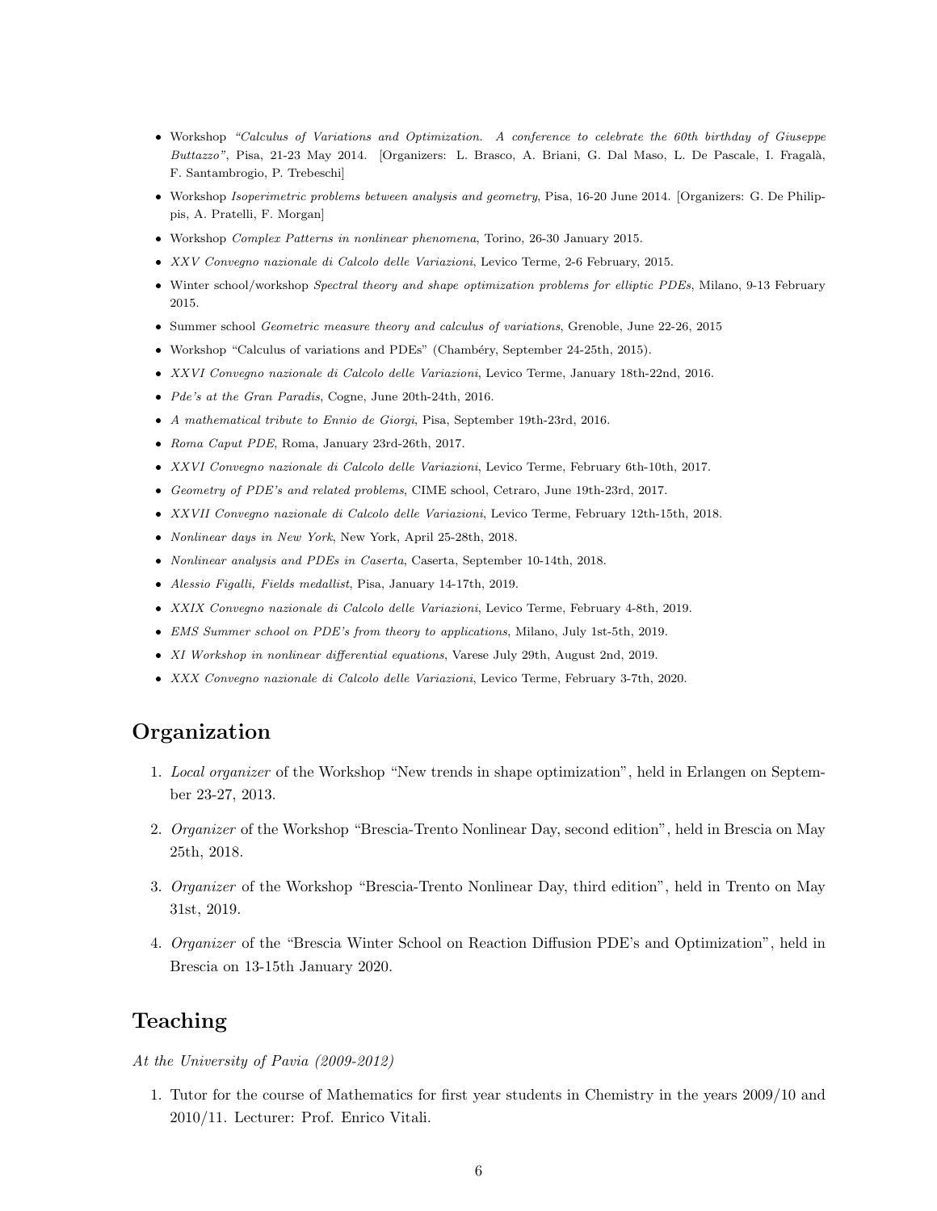- Workshop *"Calculus of Variations and Optimization. A conference to celebrate the 60th birthday of Giuseppe Buttazzo"*, Pisa, 21-23 May 2014. [Organizers: L. Brasco, A. Briani, G. Dal Maso, L. De Pascale, I. Fragalà, F. Santambrogio, P. Trebeschi]
- Workshop *Isoperimetric problems between analysis and geometry*, Pisa, 16-20 June 2014. [Organizers: G. De Philippis, A. Pratelli, F. Morgan]
- Workshop *Complex Patterns in nonlinear phenomena*, Torino, 26-30 January 2015.
- *XXV Convegno nazionale di Calcolo delle Variazioni*, Levico Terme, 2-6 February, 2015.
- Winter school/workshop *Spectral theory and shape optimization problems for elliptic PDEs*, Milano, 9-13 February 2015.
- Summer school *Geometric measure theory and calculus of variations*, Grenoble, June 22-26, 2015
- Workshop "Calculus of variations and PDEs" (Chambéry, September 24-25th, 2015).
- *XXVI Convegno nazionale di Calcolo delle Variazioni*, Levico Terme, January 18th-22nd, 2016.
- *Pde's at the Gran Paradis*, Cogne, June 20th-24th, 2016.
- *A mathematical tribute to Ennio de Giorgi*, Pisa, September 19th-23rd, 2016.
- *Roma Caput PDE*, Roma, January 23rd-26th, 2017.
- *XXVI Convegno nazionale di Calcolo delle Variazioni*, Levico Terme, February 6th-10th, 2017.
- *Geometry of PDE's and related problems*, CIME school, Cetraro, June 19th-23rd, 2017.
- *XXVII Convegno nazionale di Calcolo delle Variazioni*, Levico Terme, February 12th-15th, 2018.
- *Nonlinear days in New York*, New York, April 25-28th, 2018.
- *Nonlinear analysis and PDEs in Caserta*, Caserta, September 10-14th, 2018.
- *Alessio Figalli, Fields medallist*, Pisa, January 14-17th, 2019.
- *XXIX Convegno nazionale di Calcolo delle Variazioni*, Levico Terme, February 4-8th, 2019.
- *EMS Summer school on PDE's from theory to applications*, Milano, July 1st-5th, 2019.
- *XI Workshop in nonlinear differential equations*, Varese July 29th, August 2nd, 2019.
- *XXX Convegno nazionale di Calcolo delle Variazioni*, Levico Terme, February 3-7th, 2020.

## Organization

1. *Local organizer* of the Workshop "New trends in shape optimization", held in Erlangen on September 23-27, 2013.
2. *Organizer* of the Workshop "Brescia-Trento Nonlinear Day, second edition", held in Brescia on May 25th, 2018.
3. *Organizer* of the Workshop "Brescia-Trento Nonlinear Day, third edition", held in Trento on May 31st, 2019.
4. *Organizer* of the "Brescia Winter School on Reaction Diffusion PDE's and Optimization", held in Brescia on 13-15th January 2020.

## Teaching

*At the University of Pavia (2009-2012)*

1. Tutor for the course of Mathematics for first year students in Chemistry in the years 2009/10 and 2010/11. Lecturer: Prof. Enrico Vitali.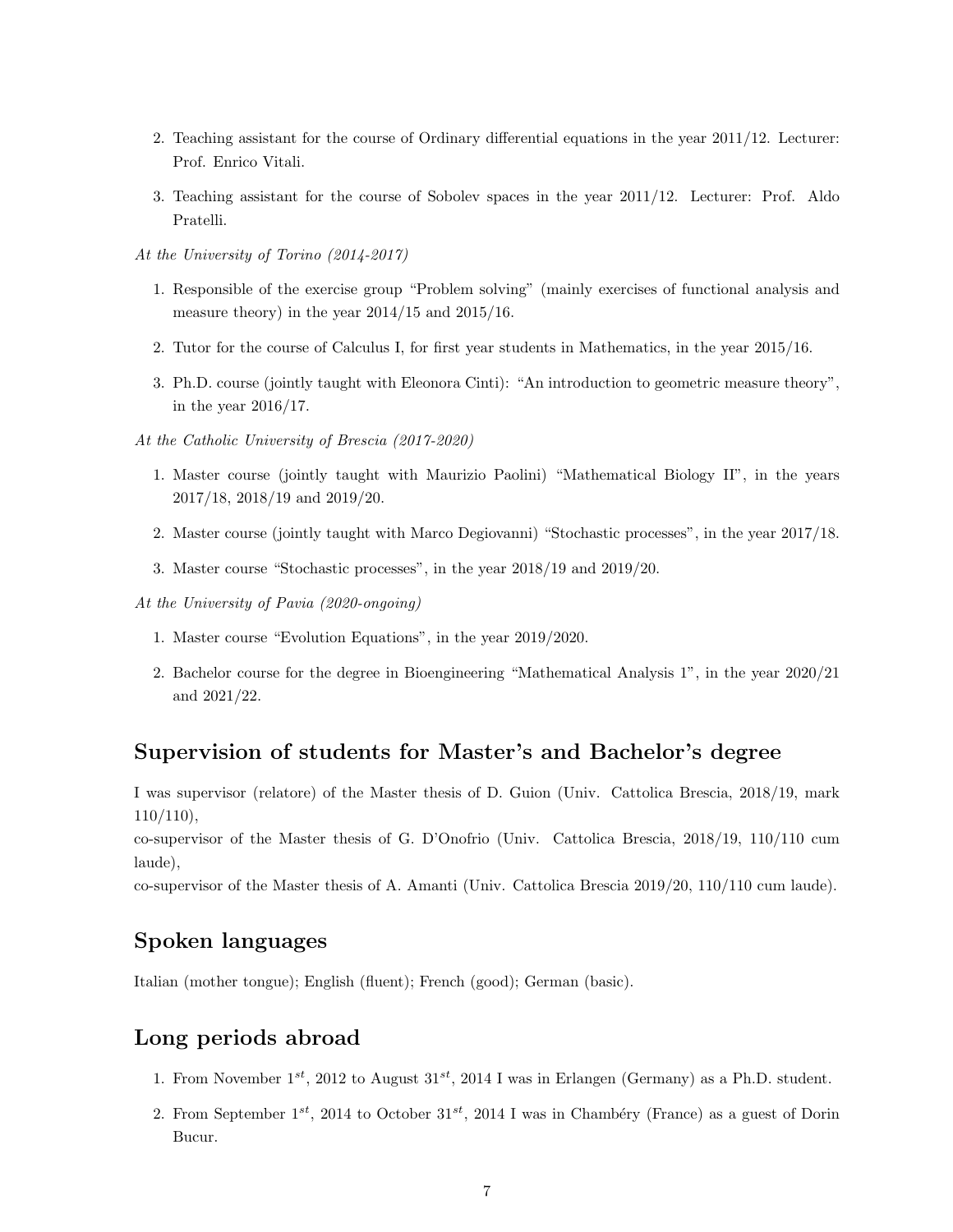2. Teaching assistant for the course of Ordinary differential equations in the year 2011/12. Lecturer: Prof. Enrico Vitali.
3. Teaching assistant for the course of Sobolev spaces in the year 2011/12. Lecturer: Prof. Aldo Pratelli.

*At the University of Torino (2014-2017)*

1. Responsible of the exercise group "Problem solving" (mainly exercises of functional analysis and measure theory) in the year 2014/15 and 2015/16.
2. Tutor for the course of Calculus I, for first year students in Mathematics, in the year 2015/16.
3. Ph.D. course (jointly taught with Eleonora Cinti): "An introduction to geometric measure theory", in the year 2016/17.

*At the Catholic University of Brescia (2017-2020)*

1. Master course (jointly taught with Maurizio Paolini) "Mathematical Biology II", in the years 2017/18, 2018/19 and 2019/20.
2. Master course (jointly taught with Marco Degiovanni) "Stochastic processes", in the year 2017/18.
3. Master course "Stochastic processes", in the year 2018/19 and 2019/20.

*At the University of Pavia (2020-ongoing)*

1. Master course "Evolution Equations", in the year 2019/2020.
2. Bachelor course for the degree in Bioengineering "Mathematical Analysis 1", in the year 2020/21 and 2021/22.

## Supervision of students for Master's and Bachelor's degree

I was supervisor (relatore) of the Master thesis of D. Guion (Univ. Cattolica Brescia, 2018/19, mark 110/110),
co-supervisor of the Master thesis of G. D'Onofrio (Univ. Cattolica Brescia, 2018/19, 110/110 cum laude),
co-supervisor of the Master thesis of A. Amanti (Univ. Cattolica Brescia 2019/20, 110/110 cum laude).

## Spoken languages

Italian (mother tongue); English (fluent); French (good); German (basic).

## Long periods abroad

1. From November $1^{st}$, 2012 to August $31^{st}$, 2014 I was in Erlangen (Germany) as a Ph.D. student.
2. From September $1^{st}$, 2014 to October $31^{st}$, 2014 I was in Chambéry (France) as a guest of Dorin Bucur.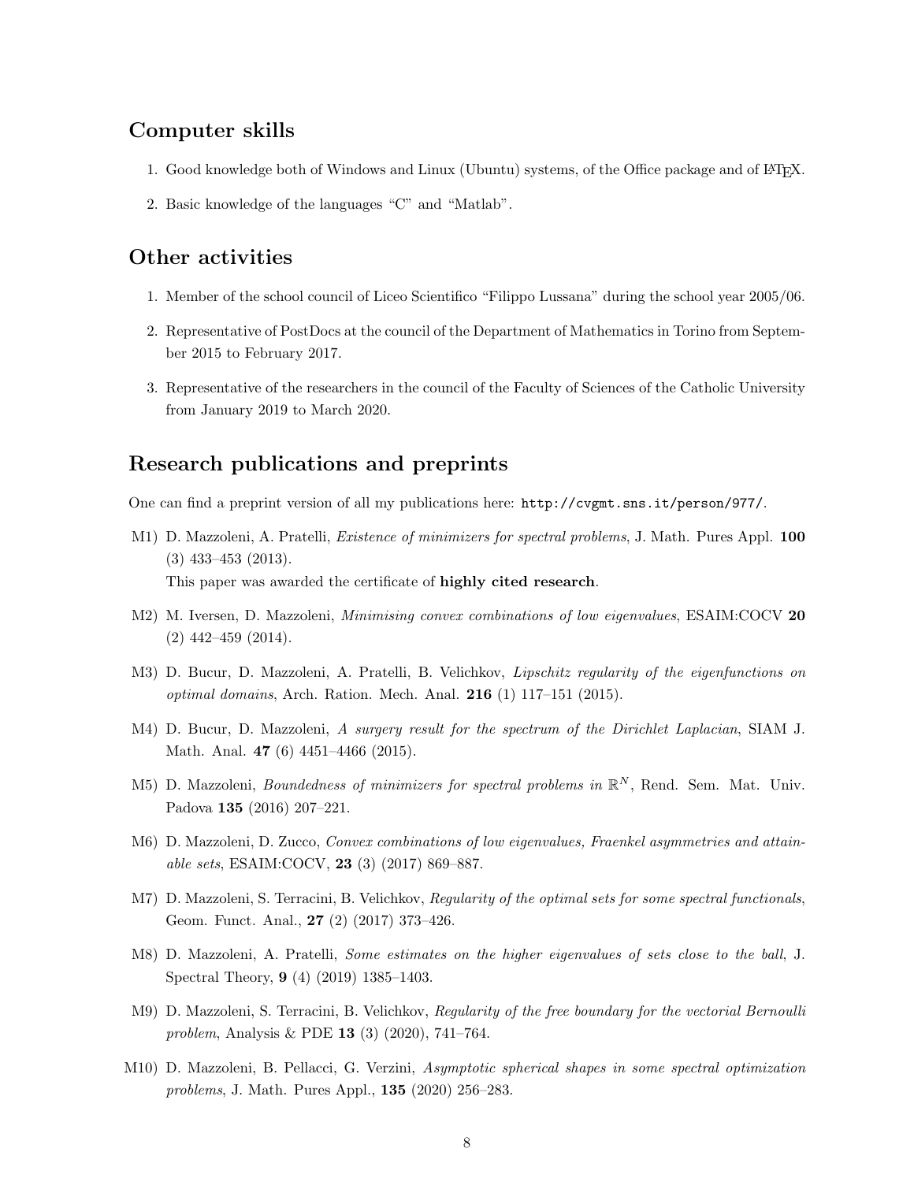## Computer skills

1. Good knowledge both of Windows and Linux (Ubuntu) systems, of the Office package and of LaTeX.
2. Basic knowledge of the languages "C" and "Matlab".

## Other activities

1. Member of the school council of Liceo Scientifico "Filippo Lussana" during the school year 2005/06.
2. Representative of PostDocs at the council of the Department of Mathematics in Torino from September 2015 to February 2017.
3. Representative of the researchers in the council of the Faculty of Sciences of the Catholic University from January 2019 to March 2020.

## Research publications and preprints

One can find a preprint version of all my publications here: `http://cvgmt.sns.it/person/977/`.

M1) D. Mazzoleni, A. Pratelli, *Existence of minimizers for spectral problems*, J. Math. Pures Appl. **100** (3) 433–453 (2013).
This paper was awarded the certificate of **highly cited research**.

M2) M. Iversen, D. Mazzoleni, *Minimising convex combinations of low eigenvalues*, ESAIM:COCV **20** (2) 442–459 (2014).

M3) D. Bucur, D. Mazzoleni, A. Pratelli, B. Velichkov, *Lipschitz regularity of the eigenfunctions on optimal domains*, Arch. Ration. Mech. Anal. **216** (1) 117–151 (2015).

M4) D. Bucur, D. Mazzoleni, *A surgery result for the spectrum of the Dirichlet Laplacian*, SIAM J. Math. Anal. **47** (6) 4451–4466 (2015).

M5) D. Mazzoleni, *Boundedness of minimizers for spectral problems in $\mathbb{R}^N$*, Rend. Sem. Mat. Univ. Padova **135** (2016) 207–221.

M6) D. Mazzoleni, D. Zucco, *Convex combinations of low eigenvalues, Fraenkel asymmetries and attainable sets*, ESAIM:COCV, **23** (3) (2017) 869–887.

M7) D. Mazzoleni, S. Terracini, B. Velichkov, *Regularity of the optimal sets for some spectral functionals*, Geom. Funct. Anal., **27** (2) (2017) 373–426.

M8) D. Mazzoleni, A. Pratelli, *Some estimates on the higher eigenvalues of sets close to the ball*, J. Spectral Theory, **9** (4) (2019) 1385–1403.

M9) D. Mazzoleni, S. Terracini, B. Velichkov, *Regularity of the free boundary for the vectorial Bernoulli problem*, Analysis & PDE **13** (3) (2020), 741–764.

M10) D. Mazzoleni, B. Pellacci, G. Verzini, *Asymptotic spherical shapes in some spectral optimization problems*, J. Math. Pures Appl., **135** (2020) 256–283.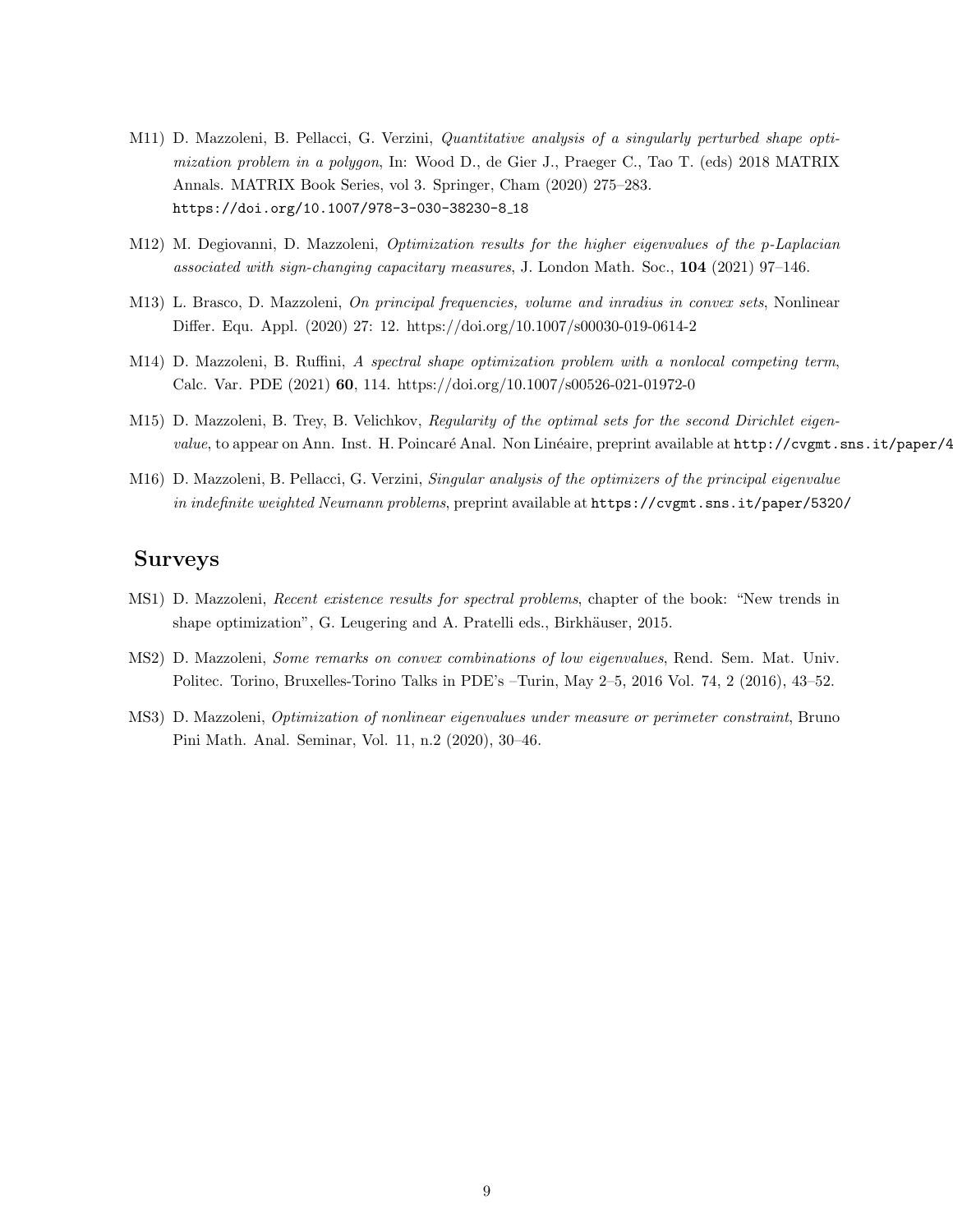M11) D. Mazzoleni, B. Pellacci, G. Verzini, *Quantitative analysis of a singularly perturbed shape optimization problem in a polygon*, In: Wood D., de Gier J., Praeger C., Tao T. (eds) 2018 MATRIX Annals. MATRIX Book Series, vol 3. Springer, Cham (2020) 275–283. `https://doi.org/10.1007/978-3-030-38230-8_18`

M12) M. Degiovanni, D. Mazzoleni, *Optimization results for the higher eigenvalues of the p-Laplacian associated with sign-changing capacitary measures*, J. London Math. Soc., **104** (2021) 97–146.

M13) L. Brasco, D. Mazzoleni, *On principal frequencies, volume and inradius in convex sets*, Nonlinear Differ. Equ. Appl. (2020) 27: 12. https://doi.org/10.1007/s00030-019-0614-2

M14) D. Mazzoleni, B. Ruffini, *A spectral shape optimization problem with a nonlocal competing term*, Calc. Var. PDE (2021) **60**, 114. https://doi.org/10.1007/s00526-021-01972-0

M15) D. Mazzoleni, B. Trey, B. Velichkov, *Regularity of the optimal sets for the second Dirichlet eigenvalue*, to appear on Ann. Inst. H. Poincaré Anal. Non Linéaire, preprint available at `http://cvgmt.sns.it/paper/4`

M16) D. Mazzoleni, B. Pellacci, G. Verzini, *Singular analysis of the optimizers of the principal eigenvalue in indefinite weighted Neumann problems*, preprint available at `https://cvgmt.sns.it/paper/5320/`

## Surveys

MS1) D. Mazzoleni, *Recent existence results for spectral problems*, chapter of the book: "New trends in shape optimization", G. Leugering and A. Pratelli eds., Birkhäuser, 2015.

MS2) D. Mazzoleni, *Some remarks on convex combinations of low eigenvalues*, Rend. Sem. Mat. Univ. Politec. Torino, Bruxelles-Torino Talks in PDE's –Turin, May 2–5, 2016 Vol. 74, 2 (2016), 43–52.

MS3) D. Mazzoleni, *Optimization of nonlinear eigenvalues under measure or perimeter constraint*, Bruno Pini Math. Anal. Seminar, Vol. 11, n.2 (2020), 30–46.